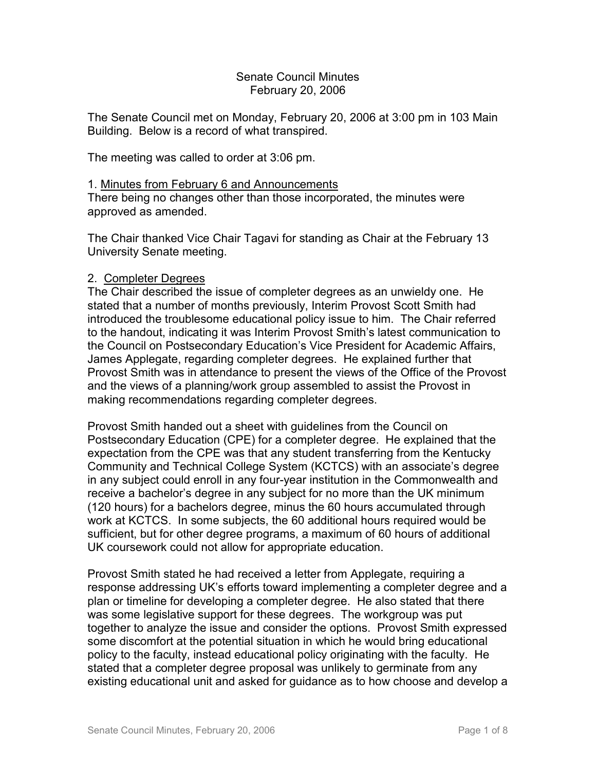# Senate Council Minutes
February 20, 2006

The Senate Council met on Monday, February 20, 2006 at 3:00 pm in 103 Main Building. Below is a record of what transpired.

The meeting was called to order at 3:06 pm.

1. Minutes from February 6 and Announcements

There being no changes other than those incorporated, the minutes were approved as amended.

The Chair thanked Vice Chair Tagavi for standing as Chair at the February 13 University Senate meeting.

2. Completer Degrees

The Chair described the issue of completer degrees as an unwieldy one. He stated that a number of months previously, Interim Provost Scott Smith had introduced the troublesome educational policy issue to him. The Chair referred to the handout, indicating it was Interim Provost Smith's latest communication to the Council on Postsecondary Education's Vice President for Academic Affairs, James Applegate, regarding completer degrees. He explained further that Provost Smith was in attendance to present the views of the Office of the Provost and the views of a planning/work group assembled to assist the Provost in making recommendations regarding completer degrees.

Provost Smith handed out a sheet with guidelines from the Council on Postsecondary Education (CPE) for a completer degree. He explained that the expectation from the CPE was that any student transferring from the Kentucky Community and Technical College System (KCTCS) with an associate's degree in any subject could enroll in any four-year institution in the Commonwealth and receive a bachelor's degree in any subject for no more than the UK minimum (120 hours) for a bachelors degree, minus the 60 hours accumulated through work at KCTCS. In some subjects, the 60 additional hours required would be sufficient, but for other degree programs, a maximum of 60 hours of additional UK coursework could not allow for appropriate education.

Provost Smith stated he had received a letter from Applegate, requiring a response addressing UK's efforts toward implementing a completer degree and a plan or timeline for developing a completer degree. He also stated that there was some legislative support for these degrees. The workgroup was put together to analyze the issue and consider the options. Provost Smith expressed some discomfort at the potential situation in which he would bring educational policy to the faculty, instead educational policy originating with the faculty. He stated that a completer degree proposal was unlikely to germinate from any existing educational unit and asked for guidance as to how choose and develop a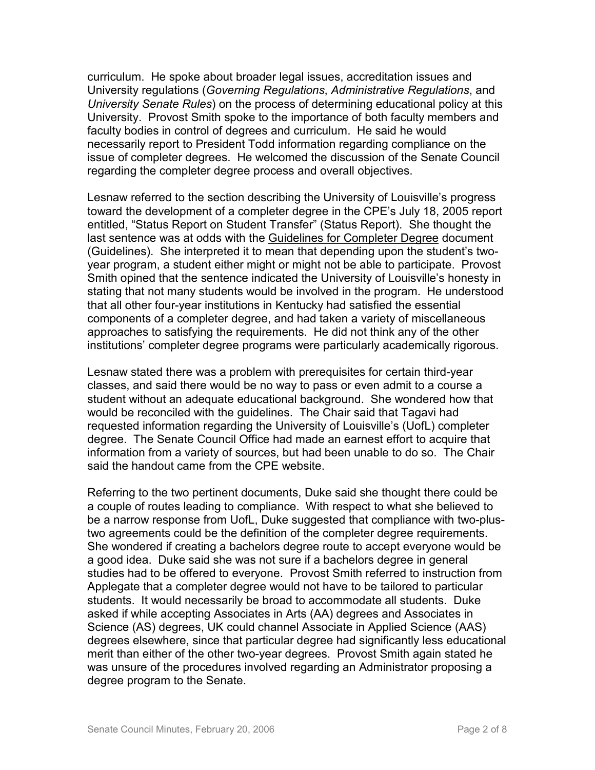curriculum. He spoke about broader legal issues, accreditation issues and University regulations (*Governing Regulations*, *Administrative Regulations*, and *University Senate Rules*) on the process of determining educational policy at this University. Provost Smith spoke to the importance of both faculty members and faculty bodies in control of degrees and curriculum. He said he would necessarily report to President Todd information regarding compliance on the issue of completer degrees. He welcomed the discussion of the Senate Council regarding the completer degree process and overall objectives.

Lesnaw referred to the section describing the University of Louisville's progress toward the development of a completer degree in the CPE's July 18, 2005 report entitled, "Status Report on Student Transfer" (Status Report). She thought the last sentence was at odds with the <u>Guidelines for Completer Degree</u> document (Guidelines). She interpreted it to mean that depending upon the student's two-year program, a student either might or might not be able to participate. Provost Smith opined that the sentence indicated the University of Louisville's honesty in stating that not many students would be involved in the program. He understood that all other four-year institutions in Kentucky had satisfied the essential components of a completer degree, and had taken a variety of miscellaneous approaches to satisfying the requirements. He did not think any of the other institutions' completer degree programs were particularly academically rigorous.

Lesnaw stated there was a problem with prerequisites for certain third-year classes, and said there would be no way to pass or even admit to a course a student without an adequate educational background. She wondered how that would be reconciled with the guidelines. The Chair said that Tagavi had requested information regarding the University of Louisville's (UofL) completer degree. The Senate Council Office had made an earnest effort to acquire that information from a variety of sources, but had been unable to do so. The Chair said the handout came from the CPE website.

Referring to the two pertinent documents, Duke said she thought there could be a couple of routes leading to compliance. With respect to what she believed to be a narrow response from UofL, Duke suggested that compliance with two-plus-two agreements could be the definition of the completer degree requirements. She wondered if creating a bachelors degree route to accept everyone would be a good idea. Duke said she was not sure if a bachelors degree in general studies had to be offered to everyone. Provost Smith referred to instruction from Applegate that a completer degree would not have to be tailored to particular students. It would necessarily be broad to accommodate all students. Duke asked if while accepting Associates in Arts (AA) degrees and Associates in Science (AS) degrees, UK could channel Associate in Applied Science (AAS) degrees elsewhere, since that particular degree had significantly less educational merit than either of the other two-year degrees. Provost Smith again stated he was unsure of the procedures involved regarding an Administrator proposing a degree program to the Senate.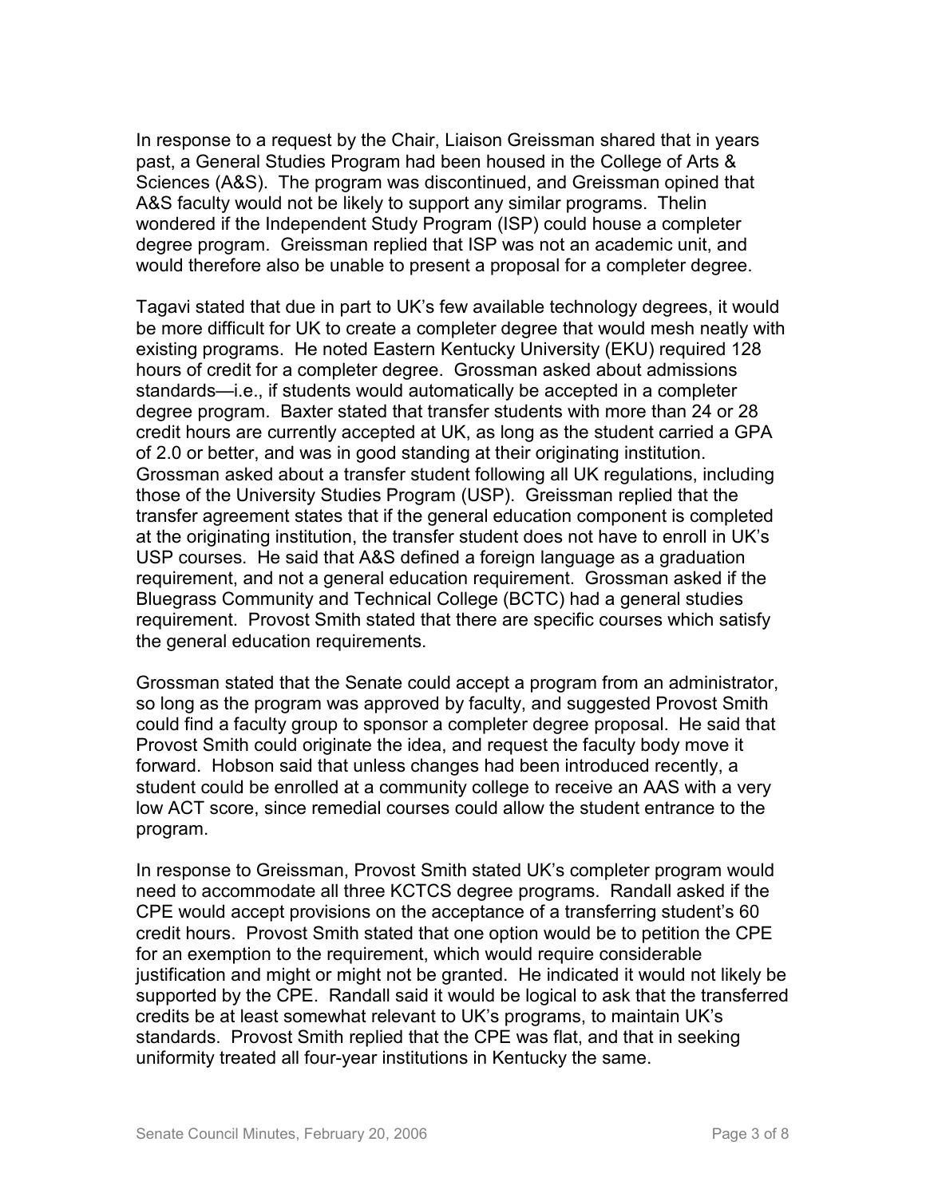In response to a request by the Chair, Liaison Greissman shared that in years past, a General Studies Program had been housed in the College of Arts & Sciences (A&S). The program was discontinued, and Greissman opined that A&S faculty would not be likely to support any similar programs. Thelin wondered if the Independent Study Program (ISP) could house a completer degree program. Greissman replied that ISP was not an academic unit, and would therefore also be unable to present a proposal for a completer degree.

Tagavi stated that due in part to UK's few available technology degrees, it would be more difficult for UK to create a completer degree that would mesh neatly with existing programs. He noted Eastern Kentucky University (EKU) required 128 hours of credit for a completer degree. Grossman asked about admissions standards—i.e., if students would automatically be accepted in a completer degree program. Baxter stated that transfer students with more than 24 or 28 credit hours are currently accepted at UK, as long as the student carried a GPA of 2.0 or better, and was in good standing at their originating institution. Grossman asked about a transfer student following all UK regulations, including those of the University Studies Program (USP). Greissman replied that the transfer agreement states that if the general education component is completed at the originating institution, the transfer student does not have to enroll in UK's USP courses. He said that A&S defined a foreign language as a graduation requirement, and not a general education requirement. Grossman asked if the Bluegrass Community and Technical College (BCTC) had a general studies requirement. Provost Smith stated that there are specific courses which satisfy the general education requirements.

Grossman stated that the Senate could accept a program from an administrator, so long as the program was approved by faculty, and suggested Provost Smith could find a faculty group to sponsor a completer degree proposal. He said that Provost Smith could originate the idea, and request the faculty body move it forward. Hobson said that unless changes had been introduced recently, a student could be enrolled at a community college to receive an AAS with a very low ACT score, since remedial courses could allow the student entrance to the program.

In response to Greissman, Provost Smith stated UK's completer program would need to accommodate all three KCTCS degree programs. Randall asked if the CPE would accept provisions on the acceptance of a transferring student's 60 credit hours. Provost Smith stated that one option would be to petition the CPE for an exemption to the requirement, which would require considerable justification and might or might not be granted. He indicated it would not likely be supported by the CPE. Randall said it would be logical to ask that the transferred credits be at least somewhat relevant to UK's programs, to maintain UK's standards. Provost Smith replied that the CPE was flat, and that in seeking uniformity treated all four-year institutions in Kentucky the same.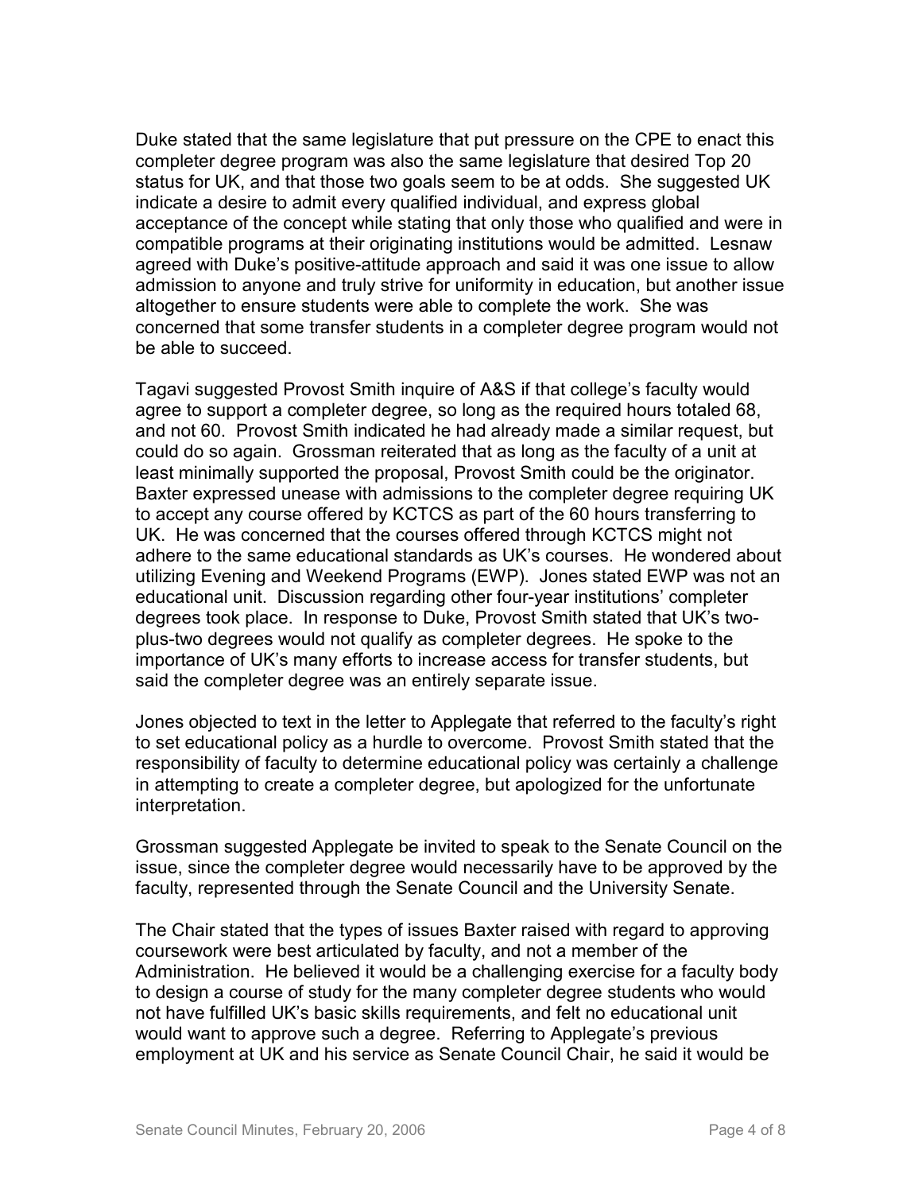Duke stated that the same legislature that put pressure on the CPE to enact this completer degree program was also the same legislature that desired Top 20 status for UK, and that those two goals seem to be at odds. She suggested UK indicate a desire to admit every qualified individual, and express global acceptance of the concept while stating that only those who qualified and were in compatible programs at their originating institutions would be admitted. Lesnaw agreed with Duke's positive-attitude approach and said it was one issue to allow admission to anyone and truly strive for uniformity in education, but another issue altogether to ensure students were able to complete the work. She was concerned that some transfer students in a completer degree program would not be able to succeed.

Tagavi suggested Provost Smith inquire of A&S if that college's faculty would agree to support a completer degree, so long as the required hours totaled 68, and not 60. Provost Smith indicated he had already made a similar request, but could do so again. Grossman reiterated that as long as the faculty of a unit at least minimally supported the proposal, Provost Smith could be the originator. Baxter expressed unease with admissions to the completer degree requiring UK to accept any course offered by KCTCS as part of the 60 hours transferring to UK. He was concerned that the courses offered through KCTCS might not adhere to the same educational standards as UK's courses. He wondered about utilizing Evening and Weekend Programs (EWP). Jones stated EWP was not an educational unit. Discussion regarding other four-year institutions' completer degrees took place. In response to Duke, Provost Smith stated that UK's two-plus-two degrees would not qualify as completer degrees. He spoke to the importance of UK's many efforts to increase access for transfer students, but said the completer degree was an entirely separate issue.

Jones objected to text in the letter to Applegate that referred to the faculty's right to set educational policy as a hurdle to overcome. Provost Smith stated that the responsibility of faculty to determine educational policy was certainly a challenge in attempting to create a completer degree, but apologized for the unfortunate interpretation.

Grossman suggested Applegate be invited to speak to the Senate Council on the issue, since the completer degree would necessarily have to be approved by the faculty, represented through the Senate Council and the University Senate.

The Chair stated that the types of issues Baxter raised with regard to approving coursework were best articulated by faculty, and not a member of the Administration. He believed it would be a challenging exercise for a faculty body to design a course of study for the many completer degree students who would not have fulfilled UK's basic skills requirements, and felt no educational unit would want to approve such a degree. Referring to Applegate's previous employment at UK and his service as Senate Council Chair, he said it would be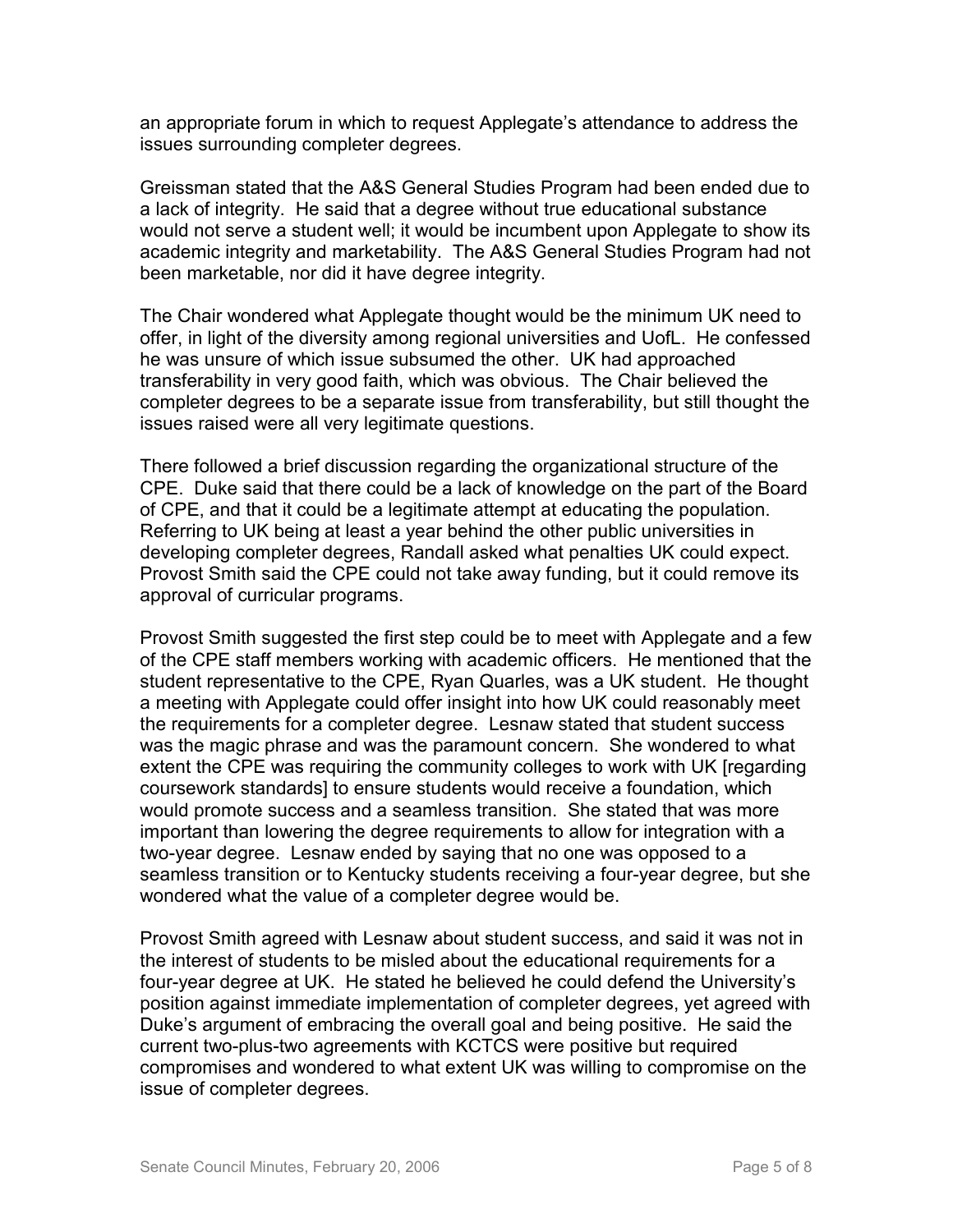an appropriate forum in which to request Applegate's attendance to address the issues surrounding completer degrees.

Greissman stated that the A&S General Studies Program had been ended due to a lack of integrity. He said that a degree without true educational substance would not serve a student well; it would be incumbent upon Applegate to show its academic integrity and marketability. The A&S General Studies Program had not been marketable, nor did it have degree integrity.

The Chair wondered what Applegate thought would be the minimum UK need to offer, in light of the diversity among regional universities and UofL. He confessed he was unsure of which issue subsumed the other. UK had approached transferability in very good faith, which was obvious. The Chair believed the completer degrees to be a separate issue from transferability, but still thought the issues raised were all very legitimate questions.

There followed a brief discussion regarding the organizational structure of the CPE. Duke said that there could be a lack of knowledge on the part of the Board of CPE, and that it could be a legitimate attempt at educating the population. Referring to UK being at least a year behind the other public universities in developing completer degrees, Randall asked what penalties UK could expect. Provost Smith said the CPE could not take away funding, but it could remove its approval of curricular programs.

Provost Smith suggested the first step could be to meet with Applegate and a few of the CPE staff members working with academic officers. He mentioned that the student representative to the CPE, Ryan Quarles, was a UK student. He thought a meeting with Applegate could offer insight into how UK could reasonably meet the requirements for a completer degree. Lesnaw stated that student success was the magic phrase and was the paramount concern. She wondered to what extent the CPE was requiring the community colleges to work with UK [regarding coursework standards] to ensure students would receive a foundation, which would promote success and a seamless transition. She stated that was more important than lowering the degree requirements to allow for integration with a two-year degree. Lesnaw ended by saying that no one was opposed to a seamless transition or to Kentucky students receiving a four-year degree, but she wondered what the value of a completer degree would be.

Provost Smith agreed with Lesnaw about student success, and said it was not in the interest of students to be misled about the educational requirements for a four-year degree at UK. He stated he believed he could defend the University's position against immediate implementation of completer degrees, yet agreed with Duke's argument of embracing the overall goal and being positive. He said the current two-plus-two agreements with KCTCS were positive but required compromises and wondered to what extent UK was willing to compromise on the issue of completer degrees.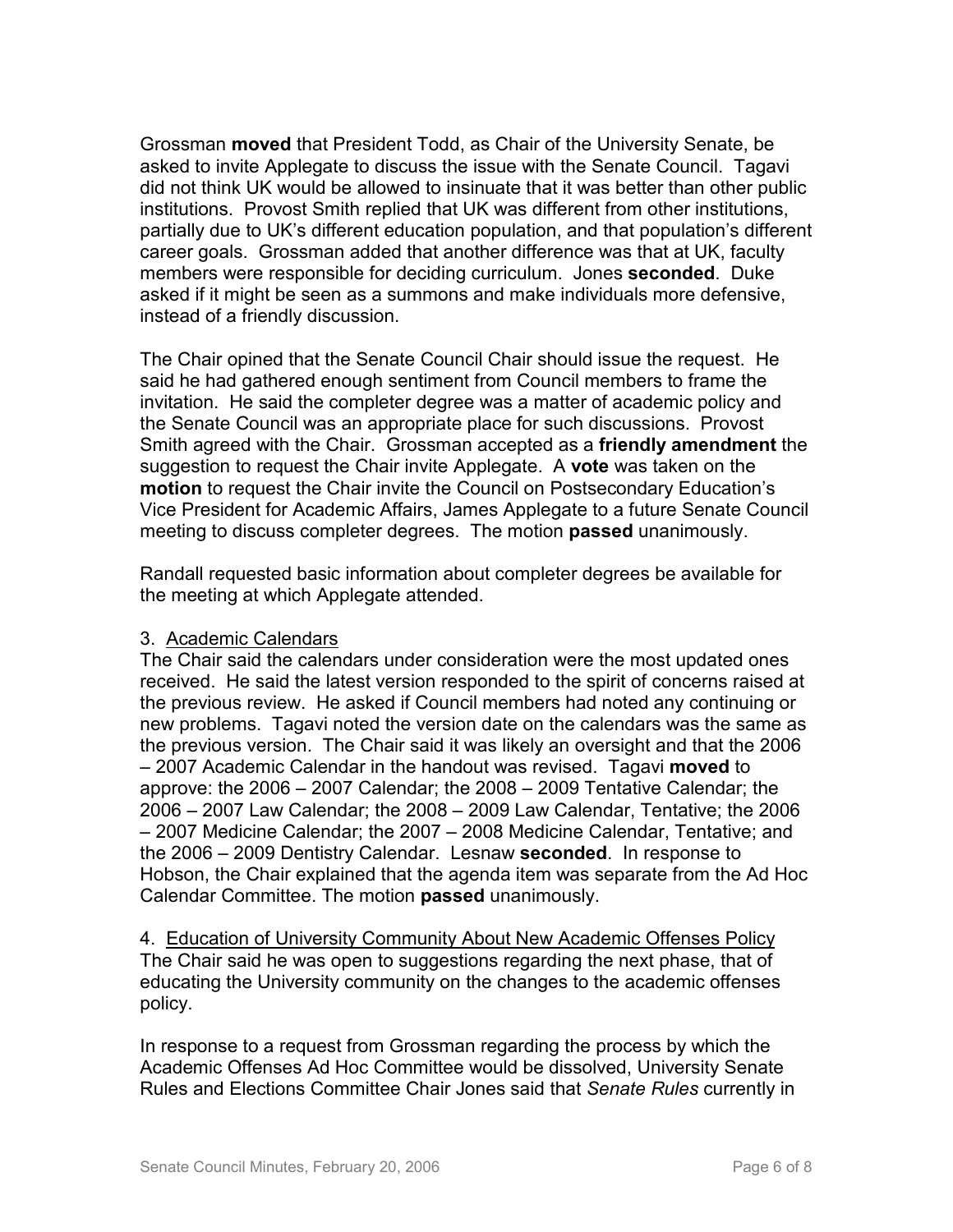Grossman **moved** that President Todd, as Chair of the University Senate, be asked to invite Applegate to discuss the issue with the Senate Council. Tagavi did not think UK would be allowed to insinuate that it was better than other public institutions. Provost Smith replied that UK was different from other institutions, partially due to UK's different education population, and that population's different career goals. Grossman added that another difference was that at UK, faculty members were responsible for deciding curriculum. Jones **seconded**. Duke asked if it might be seen as a summons and make individuals more defensive, instead of a friendly discussion.

The Chair opined that the Senate Council Chair should issue the request. He said he had gathered enough sentiment from Council members to frame the invitation. He said the completer degree was a matter of academic policy and the Senate Council was an appropriate place for such discussions. Provost Smith agreed with the Chair. Grossman accepted as a **friendly amendment** the suggestion to request the Chair invite Applegate. A **vote** was taken on the **motion** to request the Chair invite the Council on Postsecondary Education's Vice President for Academic Affairs, James Applegate to a future Senate Council meeting to discuss completer degrees. The motion **passed** unanimously.

Randall requested basic information about completer degrees be available for the meeting at which Applegate attended.

3. Academic Calendars

The Chair said the calendars under consideration were the most updated ones received. He said the latest version responded to the spirit of concerns raised at the previous review. He asked if Council members had noted any continuing or new problems. Tagavi noted the version date on the calendars was the same as the previous version. The Chair said it was likely an oversight and that the 2006 – 2007 Academic Calendar in the handout was revised. Tagavi **moved** to approve: the 2006 – 2007 Calendar; the 2008 – 2009 Tentative Calendar; the 2006 – 2007 Law Calendar; the 2008 – 2009 Law Calendar, Tentative; the 2006 – 2007 Medicine Calendar; the 2007 – 2008 Medicine Calendar, Tentative; and the 2006 – 2009 Dentistry Calendar. Lesnaw **seconded**. In response to Hobson, the Chair explained that the agenda item was separate from the Ad Hoc Calendar Committee. The motion **passed** unanimously.

4. Education of University Community About New Academic Offenses Policy

The Chair said he was open to suggestions regarding the next phase, that of educating the University community on the changes to the academic offenses policy.

In response to a request from Grossman regarding the process by which the Academic Offenses Ad Hoc Committee would be dissolved, University Senate Rules and Elections Committee Chair Jones said that *Senate Rules* currently in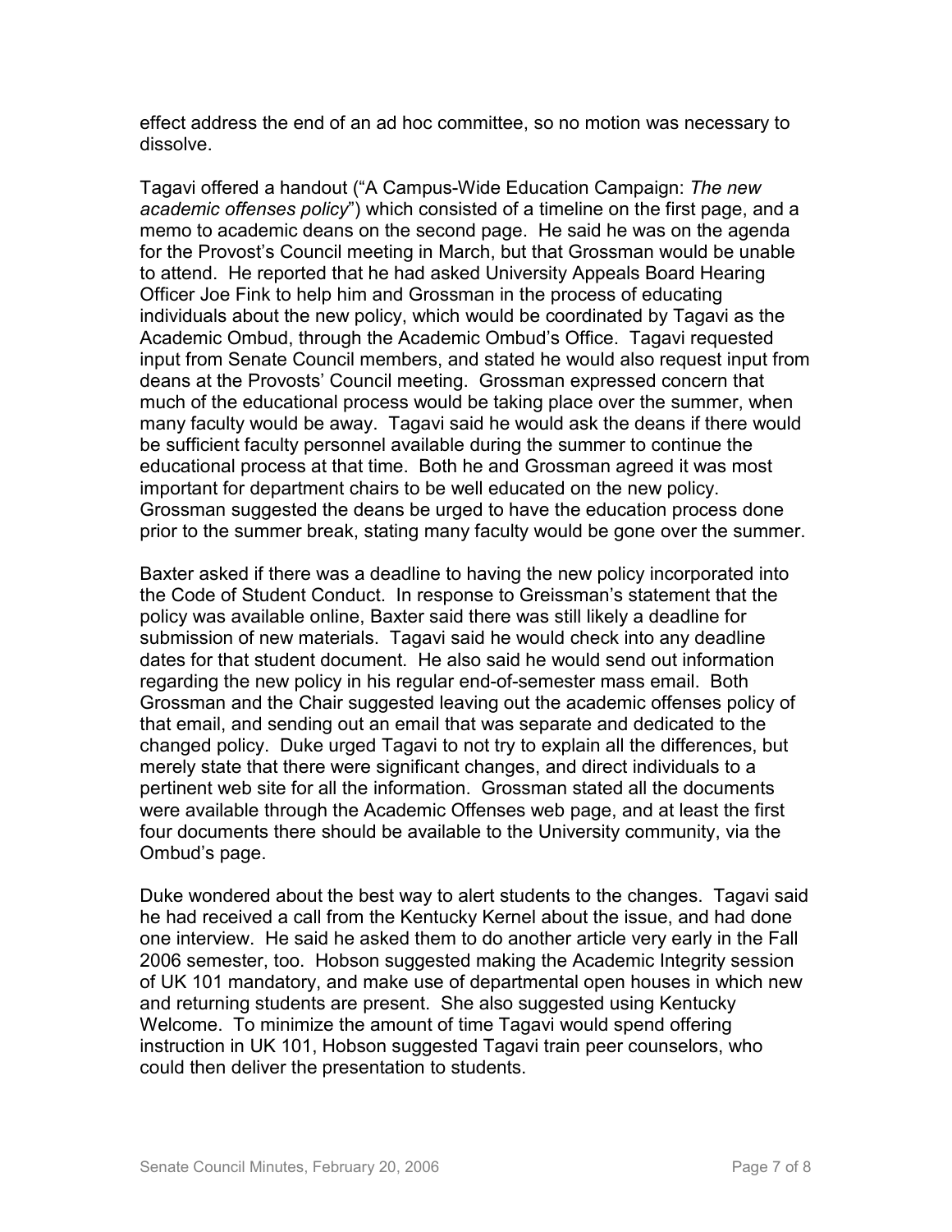effect address the end of an ad hoc committee, so no motion was necessary to dissolve.

Tagavi offered a handout ("A Campus-Wide Education Campaign: *The new academic offenses policy*") which consisted of a timeline on the first page, and a memo to academic deans on the second page. He said he was on the agenda for the Provost's Council meeting in March, but that Grossman would be unable to attend. He reported that he had asked University Appeals Board Hearing Officer Joe Fink to help him and Grossman in the process of educating individuals about the new policy, which would be coordinated by Tagavi as the Academic Ombud, through the Academic Ombud's Office. Tagavi requested input from Senate Council members, and stated he would also request input from deans at the Provosts' Council meeting. Grossman expressed concern that much of the educational process would be taking place over the summer, when many faculty would be away. Tagavi said he would ask the deans if there would be sufficient faculty personnel available during the summer to continue the educational process at that time. Both he and Grossman agreed it was most important for department chairs to be well educated on the new policy. Grossman suggested the deans be urged to have the education process done prior to the summer break, stating many faculty would be gone over the summer.

Baxter asked if there was a deadline to having the new policy incorporated into the Code of Student Conduct. In response to Greissman's statement that the policy was available online, Baxter said there was still likely a deadline for submission of new materials. Tagavi said he would check into any deadline dates for that student document. He also said he would send out information regarding the new policy in his regular end-of-semester mass email. Both Grossman and the Chair suggested leaving out the academic offenses policy of that email, and sending out an email that was separate and dedicated to the changed policy. Duke urged Tagavi to not try to explain all the differences, but merely state that there were significant changes, and direct individuals to a pertinent web site for all the information. Grossman stated all the documents were available through the Academic Offenses web page, and at least the first four documents there should be available to the University community, via the Ombud's page.

Duke wondered about the best way to alert students to the changes. Tagavi said he had received a call from the Kentucky Kernel about the issue, and had done one interview. He said he asked them to do another article very early in the Fall 2006 semester, too. Hobson suggested making the Academic Integrity session of UK 101 mandatory, and make use of departmental open houses in which new and returning students are present. She also suggested using Kentucky Welcome. To minimize the amount of time Tagavi would spend offering instruction in UK 101, Hobson suggested Tagavi train peer counselors, who could then deliver the presentation to students.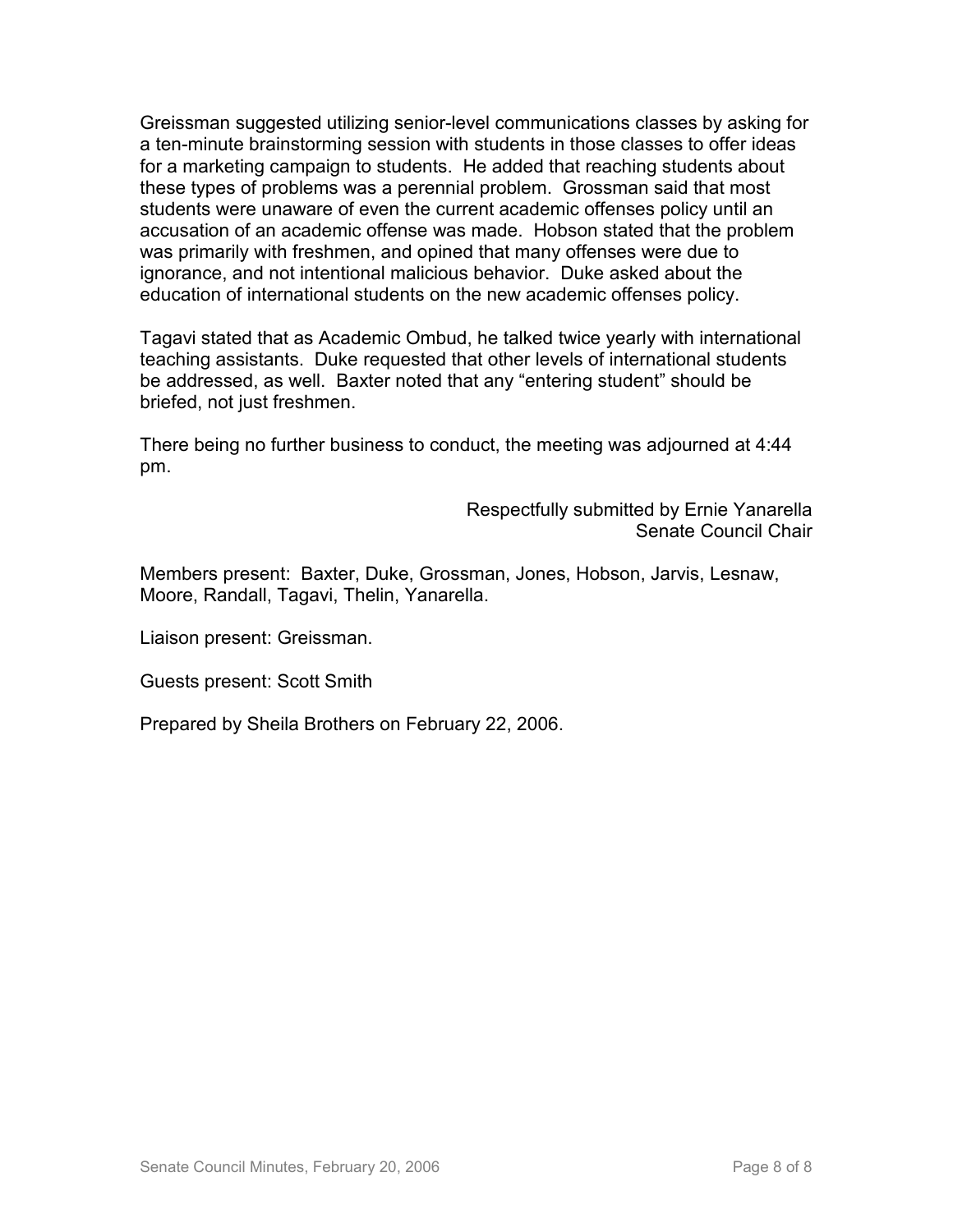Greissman suggested utilizing senior-level communications classes by asking for a ten-minute brainstorming session with students in those classes to offer ideas for a marketing campaign to students. He added that reaching students about these types of problems was a perennial problem. Grossman said that most students were unaware of even the current academic offenses policy until an accusation of an academic offense was made. Hobson stated that the problem was primarily with freshmen, and opined that many offenses were due to ignorance, and not intentional malicious behavior. Duke asked about the education of international students on the new academic offenses policy.

Tagavi stated that as Academic Ombud, he talked twice yearly with international teaching assistants. Duke requested that other levels of international students be addressed, as well. Baxter noted that any "entering student" should be briefed, not just freshmen.

There being no further business to conduct, the meeting was adjourned at 4:44 pm.

Respectfully submitted by Ernie Yanarella
Senate Council Chair

Members present: Baxter, Duke, Grossman, Jones, Hobson, Jarvis, Lesnaw, Moore, Randall, Tagavi, Thelin, Yanarella.

Liaison present: Greissman.

Guests present: Scott Smith

Prepared by Sheila Brothers on February 22, 2006.